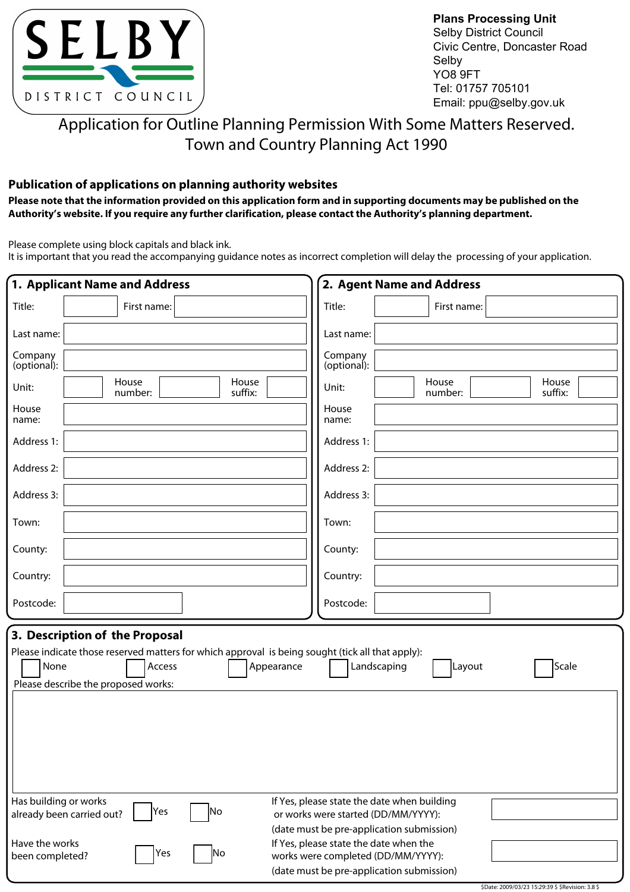**SELBY DISTRICT COUNCIL**

**Plans Processing Unit**
Selby District Council
Civic Centre, Doncaster Road
Selby
YO8 9FT
Tel: 01757 705101
Email: ppu@selby.gov.uk

# Application for Outline Planning Permission With Some Matters Reserved. Town and Country Planning Act 1990

## Publication of applications on planning authority websites

**Please note that the information provided on this application form and in supporting documents may be published on the Authority's website. If you require any further clarification, please contact the Authority's planning department.**

Please complete using block capitals and black ink.
It is important that you read the accompanying guidance notes as incorrect completion will delay the processing of your application.

## 1. Applicant Name and Address

| | | | | | |
|---|---|---|---|---|---|
| Title: | | First name: | | | |
| Last name: | | | | | |
| Company (optional): | | | | | |
| Unit: | | House number: | | House suffix: | |
| House name: | | | | | |
| Address 1: | | | | | |
| Address 2: | | | | | |
| Address 3: | | | | | |
| Town: | | | | | |
| County: | | | | | |
| Country: | | | | | |
| Postcode: | | | | | |

## 2. Agent Name and Address

| | | | | | |
|---|---|---|---|---|---|
| Title: | | First name: | | | |
| Last name: | | | | | |
| Company (optional): | | | | | |
| Unit: | | House number: | | House suffix: | |
| House name: | | | | | |
| Address 1: | | | | | |
| Address 2: | | | | | |
| Address 3: | | | | | |
| Town: | | | | | |
| County: | | | | | |
| Country: | | | | | |
| Postcode: | | | | | |

## 3. Description of the Proposal

Please indicate those reserved matters for which approval is being sought (tick all that apply):

☐ None ☐ Access ☐ Appearance ☐ Landscaping ☐ Layout ☐ Scale

Please describe the proposed works:

Has building or works already been carried out? ☐ Yes ☐ No

If Yes, please state the date when building or works were started (DD/MM/YYYY):
(date must be pre-application submission)

Have the works been completed? ☐ Yes ☐ No

If Yes, please state the date when the works were completed (DD/MM/YYYY):
(date must be pre-application submission)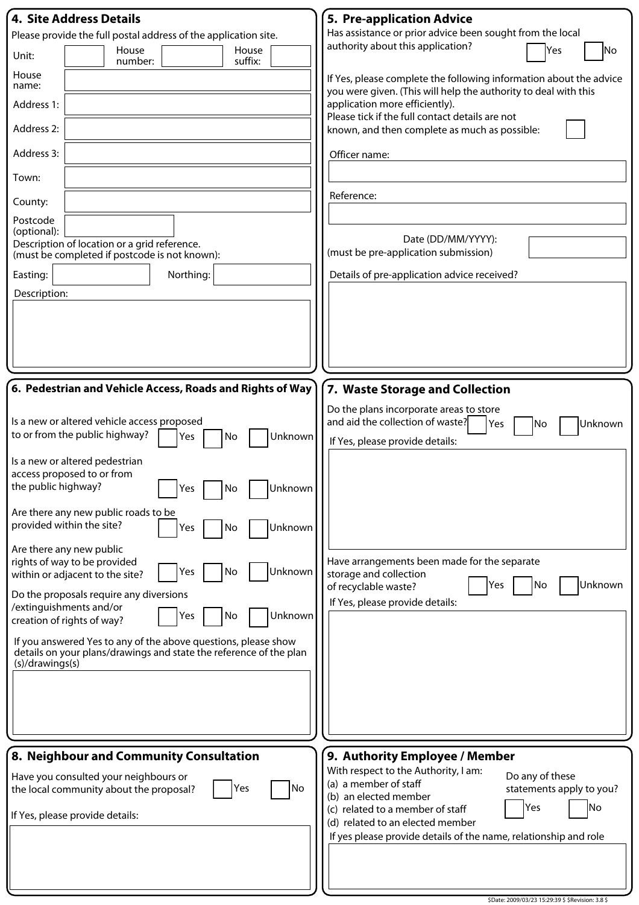## 4. Site Address Details

Please provide the full postal address of the application site.

Unit: House number: House suffix:

House name:

Address 1:

Address 2:

Address 3:

Town:

County:

Postcode (optional):

Description of location or a grid reference. (must be completed if postcode is not known):

Easting: Northing:

Description:

## 5. Pre-application Advice

Has assistance or prior advice been sought from the local authority about this application? Yes No

If Yes, please complete the following information about the advice you were given. (This will help the authority to deal with this application more efficiently).

Please tick if the full contact details are not known, and then complete as much as possible:

Officer name:

Reference:

Date (DD/MM/YYYY):
(must be pre-application submission)

Details of pre-application advice received?

## 6. Pedestrian and Vehicle Access, Roads and Rights of Way

Is a new or altered vehicle access proposed to or from the public highway? Yes No Unknown

Is a new or altered pedestrian access proposed to or from the public highway? Yes No Unknown

Are there any new public roads to be provided within the site? Yes No Unknown

Are there any new public rights of way to be provided within or adjacent to the site? Yes No Unknown

Do the proposals require any diversions /extinguishments and/or creation of rights of way? Yes No Unknown

If you answered Yes to any of the above questions, please show details on your plans/drawings and state the reference of the plan (s)/drawings(s)

## 7. Waste Storage and Collection

Do the plans incorporate areas to store and aid the collection of waste? Yes No Unknown

If Yes, please provide details:

Have arrangements been made for the separate storage and collection of recyclable waste? Yes No Unknown

If Yes, please provide details:

## 8. Neighbour and Community Consultation

Have you consulted your neighbours or the local community about the proposal? Yes No

If Yes, please provide details:

## 9. Authority Employee / Member

With respect to the Authority, I am:
(a) a member of staff
(b) an elected member
(c) related to a member of staff
(d) related to an elected member

Do any of these statements apply to you? Yes No

If yes please provide details of the name, relationship and role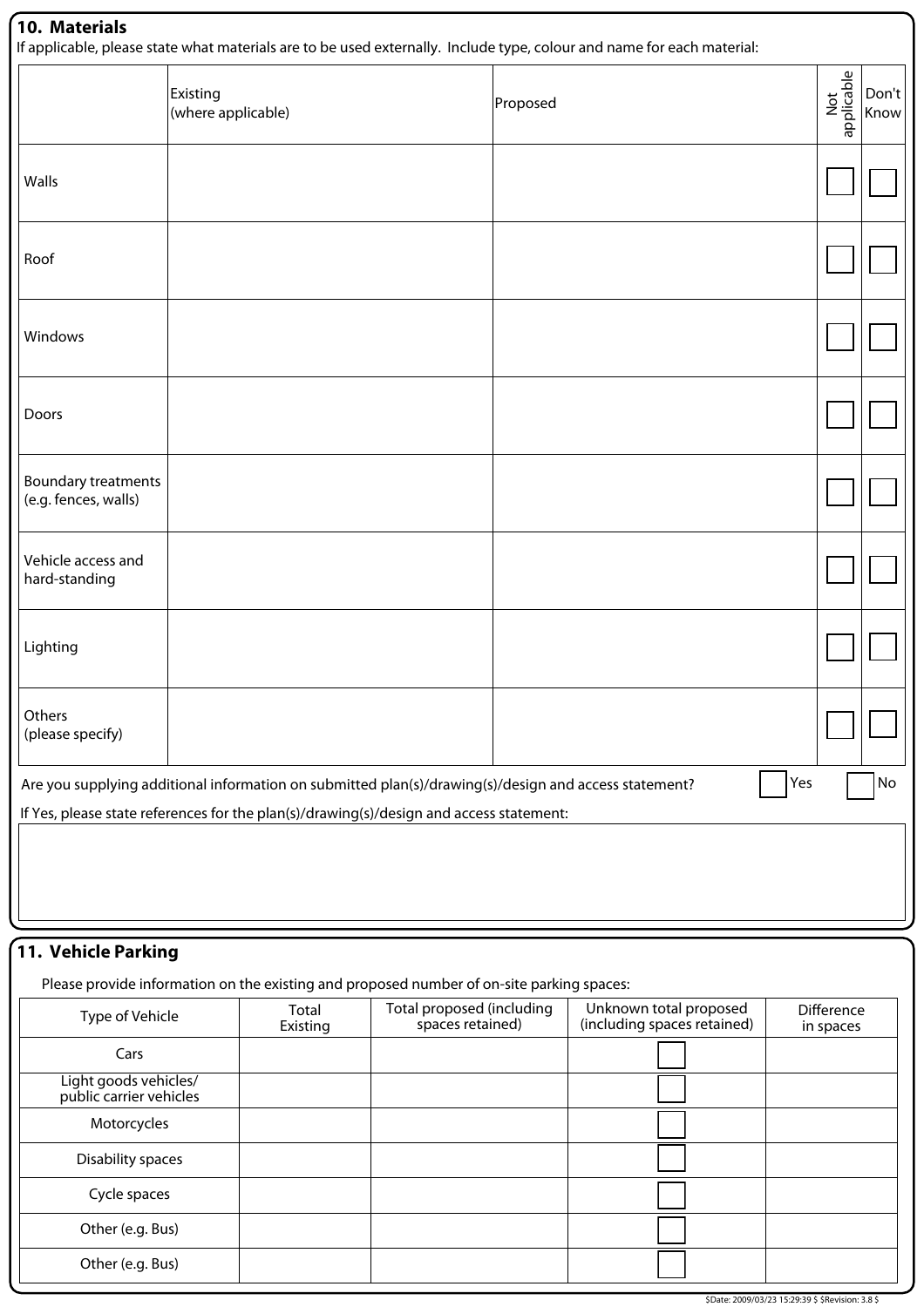## 10. Materials

If applicable, please state what materials are to be used externally. Include type, colour and name for each material:

| | Existing (where applicable) | Proposed | Not applicable | Don't Know |
|---|---|---|---|---|
| Walls | | | ☐ | ☐ |
| Roof | | | ☐ | ☐ |
| Windows | | | ☐ | ☐ |
| Doors | | | ☐ | ☐ |
| Boundary treatments (e.g. fences, walls) | | | ☐ | ☐ |
| Vehicle access and hard-standing | | | ☐ | ☐ |
| Lighting | | | ☐ | ☐ |
| Others (please specify) | | | ☐ | ☐ |

Are you supplying additional information on submitted plan(s)/drawing(s)/design and access statement? ☐ Yes ☐ No

If Yes, please state references for the plan(s)/drawing(s)/design and access statement:

## 11. Vehicle Parking

Please provide information on the existing and proposed number of on-site parking spaces:

| Type of Vehicle | Total Existing | Total proposed (including spaces retained) | Unknown total proposed (including spaces retained) | Difference in spaces |
|---|---|---|---|---|
| Cars | | | ☐ | |
| Light goods vehicles/ public carrier vehicles | | | ☐ | |
| Motorcycles | | | ☐ | |
| Disability spaces | | | ☐ | |
| Cycle spaces | | | ☐ | |
| Other (e.g. Bus) | | | ☐ | |
| Other (e.g. Bus) | | | ☐ | |

$Date: 2009/03/23 15:29:39 $ $Revision: 3.8 $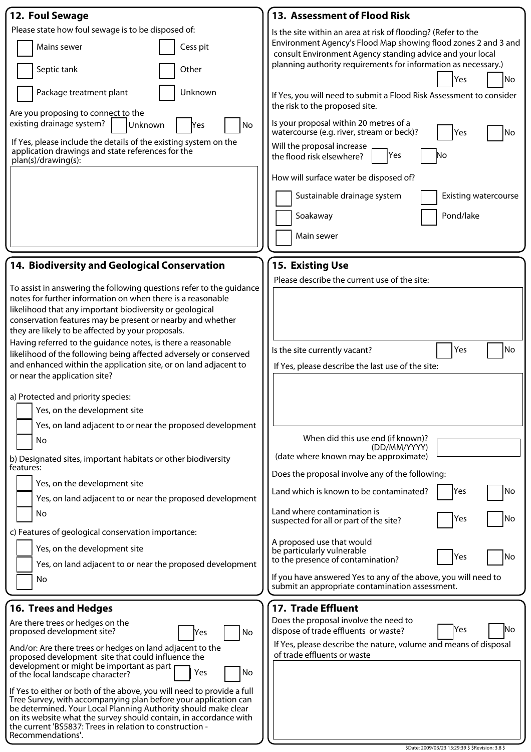## 12. Foul Sewage

Please state how foul sewage is to be disposed of:

- ☐ Mains sewer
- ☐ Cess pit
- ☐ Septic tank
- ☐ Other
- ☐ Package treatment plant
- ☐ Unknown

Are you proposing to connect to the existing drainage system? ☐ Unknown ☐ Yes ☐ No

If Yes, please include the details of the existing system on the application drawings and state references for the plan(s)/drawing(s):

## 13. Assessment of Flood Risk

Is the site within an area at risk of flooding? (Refer to the Environment Agency's Flood Map showing flood zones 2 and 3 and consult Environment Agency standing advice and your local planning authority requirements for information as necessary.) ☐ Yes ☐ No

If Yes, you will need to submit a Flood Risk Assessment to consider the risk to the proposed site.

Is your proposal within 20 metres of a watercourse (e.g. river, stream or beck)? ☐ Yes ☐ No

Will the proposal increase the flood risk elsewhere? ☐ Yes ☐ No

How will surface water be disposed of?

- ☐ Sustainable drainage system
- ☐ Existing watercourse
- ☐ Soakaway
- ☐ Pond/lake
- ☐ Main sewer

## 14. Biodiversity and Geological Conservation

To assist in answering the following questions refer to the guidance notes for further information on when there is a reasonable likelihood that any important biodiversity or geological conservation features may be present or nearby and whether they are likely to be affected by your proposals.

Having referred to the guidance notes, is there a reasonable likelihood of the following being affected adversely or conserved and enhanced within the application site, or on land adjacent to or near the application site?

a) Protected and priority species:

- ☐ Yes, on the development site
- ☐ Yes, on land adjacent to or near the proposed development
- ☐ No

b) Designated sites, important habitats or other biodiversity features:

- ☐ Yes, on the development site
- ☐ Yes, on land adjacent to or near the proposed development
- ☐ No

c) Features of geological conservation importance:

- ☐ Yes, on the development site
- ☐ Yes, on land adjacent to or near the proposed development
- ☐ No

## 15. Existing Use

Please describe the current use of the site:

Is the site currently vacant? ☐ Yes ☐ No

If Yes, please describe the last use of the site:

When did this use end (if known)? (DD/MM/YYYY) (date where known may be approximate)

Does the proposal involve any of the following:

Land which is known to be contaminated? ☐ Yes ☐ No

Land where contamination is suspected for all or part of the site? ☐ Yes ☐ No

A proposed use that would be particularly vulnerable to the presence of contamination? ☐ Yes ☐ No

If you have answered Yes to any of the above, you will need to submit an appropriate contamination assessment.

## 16. Trees and Hedges

Are there trees or hedges on the proposed development site? ☐ Yes ☐ No

And/or: Are there trees or hedges on land adjacent to the proposed development site that could influence the development or might be important as part of the local landscape character? ☐ Yes ☐ No

If Yes to either or both of the above, you will need to provide a full Tree Survey, with accompanying plan before your application can be determined. Your Local Planning Authority should make clear on its website what the survey should contain, in accordance with the current 'BS5837: Trees in relation to construction - Recommendations'.

## 17. Trade Effluent

Does the proposal involve the need to dispose of trade effluents or waste? ☐ Yes ☐ No

If Yes, please describe the nature, volume and means of disposal of trade effluents or waste

$Date: 2009/03/23 15:29:39 $ $Revision: 3.8 $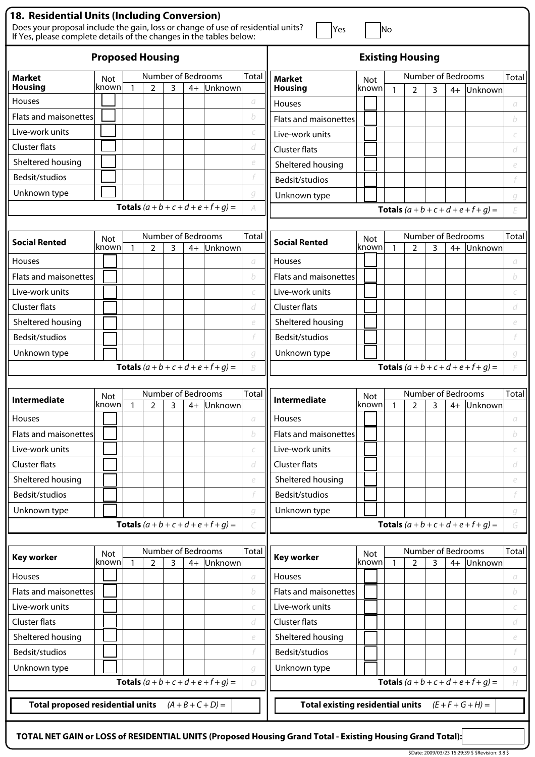## 18. Residential Units (Including Conversion)

Does your proposal include the gain, loss or change of use of residential units? ☐ Yes ☐ No
If Yes, please complete details of the changes in the tables below:

### Proposed Housing

| Market Housing | Not known | Number of Bedrooms | | | | | Total |
|---|---|---|---|---|---|---|---|
| | | 1 | 2 | 3 | 4+ | Unknown | |
| Houses | ☐ | | | | | | a |
| Flats and maisonettes | ☐ | | | | | | b |
| Live-work units | ☐ | | | | | | c |
| Cluster flats | ☐ | | | | | | d |
| Sheltered housing | ☐ | | | | | | e |
| Bedsit/studios | ☐ | | | | | | f |
| Unknown type | ☐ | | | | | | g |
| | | | | | | **Totals** $(a+b+c+d+e+f+g)=$ | A |

| Social Rented | Not known | Number of Bedrooms | | | | | Total |
|---|---|---|---|---|---|---|---|
| | | 1 | 2 | 3 | 4+ | Unknown | |
| Houses | ☐ | | | | | | a |
| Flats and maisonettes | ☐ | | | | | | b |
| Live-work units | ☐ | | | | | | c |
| Cluster flats | ☐ | | | | | | d |
| Sheltered housing | ☐ | | | | | | e |
| Bedsit/studios | ☐ | | | | | | f |
| Unknown type | ☐ | | | | | | g |
| | | | | | | **Totals** $(a+b+c+d+e+f+g)=$ | B |

| Intermediate | Not known | Number of Bedrooms | | | | | Total |
|---|---|---|---|---|---|---|---|
| | | 1 | 2 | 3 | 4+ | Unknown | |
| Houses | ☐ | | | | | | a |
| Flats and maisonettes | ☐ | | | | | | b |
| Live-work units | ☐ | | | | | | c |
| Cluster flats | ☐ | | | | | | d |
| Sheltered housing | ☐ | | | | | | e |
| Bedsit/studios | ☐ | | | | | | f |
| Unknown type | ☐ | | | | | | g |
| | | | | | | **Totals** $(a+b+c+d+e+f+g)=$ | C |

| Key worker | Not known | Number of Bedrooms | | | | | Total |
|---|---|---|---|---|---|---|---|
| | | 1 | 2 | 3 | 4+ | Unknown | |
| Houses | ☐ | | | | | | a |
| Flats and maisonettes | ☐ | | | | | | b |
| Live-work units | ☐ | | | | | | c |
| Cluster flats | ☐ | | | | | | d |
| Sheltered housing | ☐ | | | | | | e |
| Bedsit/studios | ☐ | | | | | | f |
| Unknown type | ☐ | | | | | | g |
| | | | | | | **Totals** $(a+b+c+d+e+f+g)=$ | D |

**Total proposed residential units** $(A+B+C+D)=$ ______

### Existing Housing

| Market Housing | Not known | Number of Bedrooms | | | | | Total |
|---|---|---|---|---|---|---|---|
| | | 1 | 2 | 3 | 4+ | Unknown | |
| Houses | ☐ | | | | | | a |
| Flats and maisonettes | ☐ | | | | | | b |
| Live-work units | ☐ | | | | | | c |
| Cluster flats | ☐ | | | | | | d |
| Sheltered housing | ☐ | | | | | | e |
| Bedsit/studios | ☐ | | | | | | f |
| Unknown type | ☐ | | | | | | g |
| | | | | | | **Totals** $(a+b+c+d+e+f+g)=$ | E |

| Social Rented | Not known | Number of Bedrooms | | | | | Total |
|---|---|---|---|---|---|---|---|
| | | 1 | 2 | 3 | 4+ | Unknown | |
| Houses | ☐ | | | | | | a |
| Flats and maisonettes | ☐ | | | | | | b |
| Live-work units | ☐ | | | | | | c |
| Cluster flats | ☐ | | | | | | d |
| Sheltered housing | ☐ | | | | | | e |
| Bedsit/studios | ☐ | | | | | | f |
| Unknown type | ☐ | | | | | | g |
| | | | | | | **Totals** $(a+b+c+d+e+f+g)=$ | F |

| Intermediate | Not known | Number of Bedrooms | | | | | Total |
|---|---|---|---|---|---|---|---|
| | | 1 | 2 | 3 | 4+ | Unknown | |
| Houses | ☐ | | | | | | a |
| Flats and maisonettes | ☐ | | | | | | b |
| Live-work units | ☐ | | | | | | c |
| Cluster flats | ☐ | | | | | | d |
| Sheltered housing | ☐ | | | | | | e |
| Bedsit/studios | ☐ | | | | | | f |
| Unknown type | ☐ | | | | | | g |
| | | | | | | **Totals** $(a+b+c+d+e+f+g)=$ | G |

| Key worker | Not known | Number of Bedrooms | | | | | Total |
|---|---|---|---|---|---|---|---|
| | | 1 | 2 | 3 | 4+ | Unknown | |
| Houses | ☐ | | | | | | a |
| Flats and maisonettes | ☐ | | | | | | b |
| Live-work units | ☐ | | | | | | c |
| Cluster flats | ☐ | | | | | | d |
| Sheltered housing | ☐ | | | | | | e |
| Bedsit/studios | ☐ | | | | | | f |
| Unknown type | ☐ | | | | | | g |
| | | | | | | **Totals** $(a+b+c+d+e+f+g)=$ | H |

**Total existing residential units** $(E+F+G+H)=$ ______

**TOTAL NET GAIN or LOSS of RESIDENTIAL UNITS (Proposed Housing Grand Total - Existing Housing Grand Total):** ______

$Date: 2009/03/23 15:29:39 $ $Revision: 3.8 $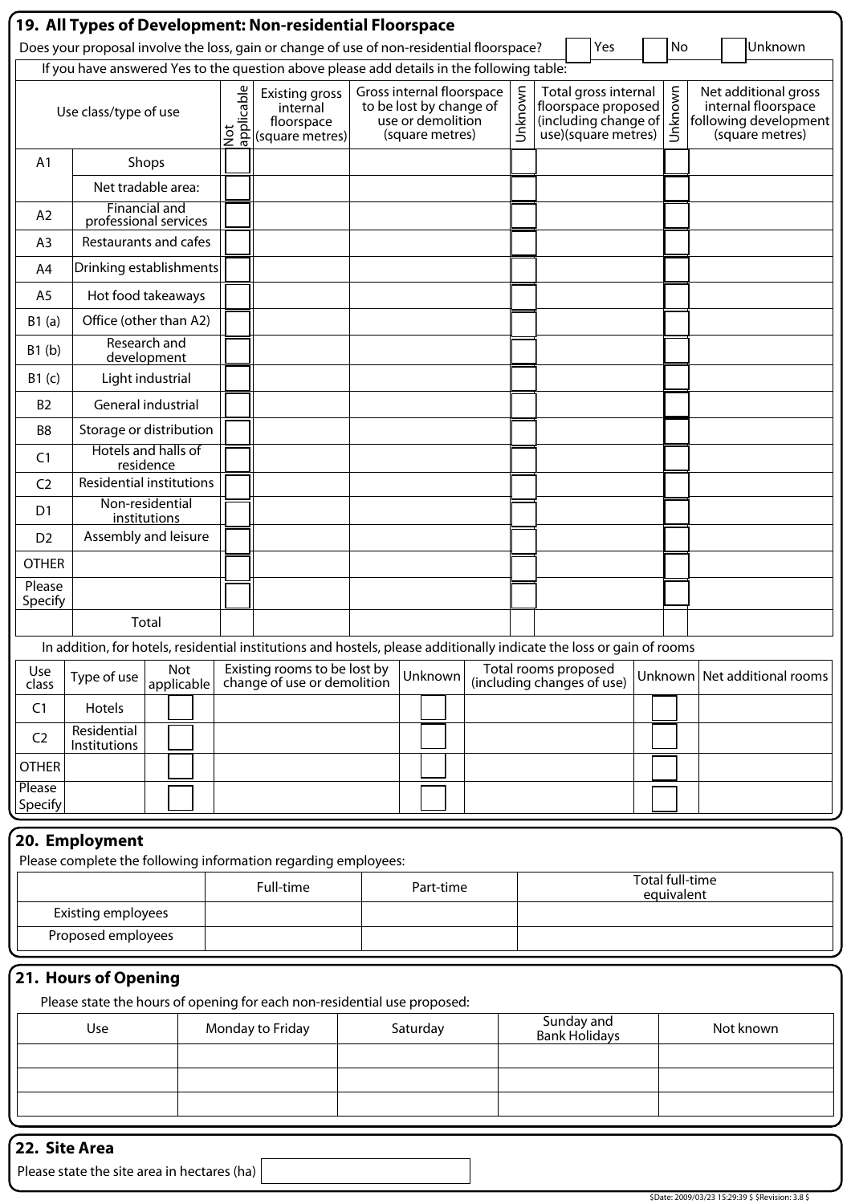## 19. All Types of Development: Non-residential Floorspace

Does your proposal involve the loss, gain or change of use of non-residential floorspace? ☐ Yes ☐ No ☐ Unknown

If you have answered Yes to the question above please add details in the following table:

| Use class/type of use | | Not applicable | Existing gross internal floorspace (square metres) | Gross internal floorspace to be lost by change of use or demolition (square metres) | Unknown | Total gross internal floorspace proposed (including change of use)(square metres) | Unknown | Net additional gross internal floorspace following development (square metres) |
|---|---|---|---|---|---|---|---|---|
| A1 | Shops | ☐ | | | ☐ | | ☐ | |
| | Net tradable area: | ☐ | | | ☐ | | ☐ | |
| A2 | Financial and professional services | ☐ | | | ☐ | | ☐ | |
| A3 | Restaurants and cafes | ☐ | | | ☐ | | ☐ | |
| A4 | Drinking establishments | ☐ | | | ☐ | | ☐ | |
| A5 | Hot food takeaways | ☐ | | | ☐ | | ☐ | |
| B1 (a) | Office (other than A2) | ☐ | | | ☐ | | ☐ | |
| B1 (b) | Research and development | ☐ | | | ☐ | | ☐ | |
| B1 (c) | Light industrial | ☐ | | | ☐ | | ☐ | |
| B2 | General industrial | ☐ | | | ☐ | | ☐ | |
| B8 | Storage or distribution | ☐ | | | ☐ | | ☐ | |
| C1 | Hotels and halls of residence | ☐ | | | ☐ | | ☐ | |
| C2 | Residential institutions | ☐ | | | ☐ | | ☐ | |
| D1 | Non-residential institutions | ☐ | | | ☐ | | ☐ | |
| D2 | Assembly and leisure | ☐ | | | ☐ | | ☐ | |
| OTHER | | ☐ | | | ☐ | | ☐ | |
| Please Specify | | ☐ | | | ☐ | | ☐ | |
| | Total | | | | | | | |

In addition, for hotels, residential institutions and hostels, please additionally indicate the loss or gain of rooms

| Use class | Type of use | Not applicable | Existing rooms to be lost by change of use or demolition | Unknown | Total rooms proposed (including changes of use) | Unknown | Net additional rooms |
|---|---|---|---|---|---|---|---|
| C1 | Hotels | ☐ | | ☐ | | ☐ | |
| C2 | Residential Institutions | ☐ | | ☐ | | ☐ | |
| OTHER | | ☐ | | ☐ | | ☐ | |
| Please Specify | | ☐ | | ☐ | | ☐ | |

## 20. Employment

Please complete the following information regarding employees:

| | Full-time | Part-time | Total full-time equivalent |
|---|---|---|---|
| Existing employees | | | |
| Proposed employees | | | |

## 21. Hours of Opening

Please state the hours of opening for each non-residential use proposed:

| Use | Monday to Friday | Saturday | Sunday and Bank Holidays | Not known |
|---|---|---|---|---|
| | | | | |
| | | | | |
| | | | | |

## 22. Site Area

Please state the site area in hectares (ha) [ ]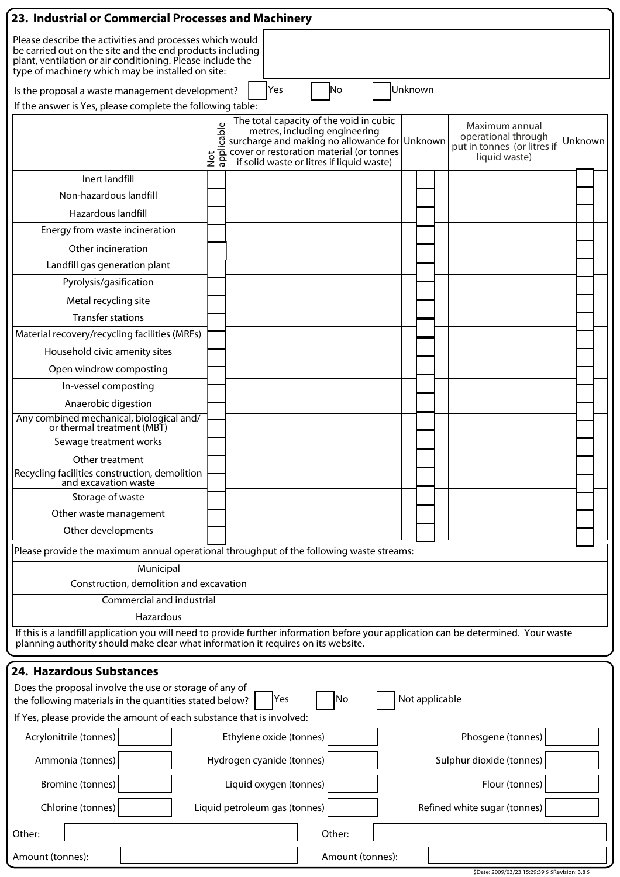## 23. Industrial or Commercial Processes and Machinery

Please describe the activities and processes which would be carried out on the site and the end products including plant, ventilation or air conditioning. Please include the type of machinery which may be installed on site:

Is the proposal a waste management development? ☐ Yes ☐ No ☐ Unknown

If the answer is Yes, please complete the following table:

| | Not applicable | The total capacity of the void in cubic metres, including engineering surcharge and making no allowance for cover or restoration material (or tonnes if solid waste or litres if liquid waste) | Unknown | Maximum annual operational through put in tonnes (or litres if liquid waste) | Unknown |
|---|---|---|---|---|---|
| Inert landfill | ☐ | | ☐ | | ☐ |
| Non-hazardous landfill | ☐ | | ☐ | | ☐ |
| Hazardous landfill | ☐ | | ☐ | | ☐ |
| Energy from waste incineration | ☐ | | ☐ | | ☐ |
| Other incineration | ☐ | | ☐ | | ☐ |
| Landfill gas generation plant | ☐ | | ☐ | | ☐ |
| Pyrolysis/gasification | ☐ | | ☐ | | ☐ |
| Metal recycling site | ☐ | | ☐ | | ☐ |
| Transfer stations | ☐ | | ☐ | | ☐ |
| Material recovery/recycling facilities (MRFs) | ☐ | | ☐ | | ☐ |
| Household civic amenity sites | ☐ | | ☐ | | ☐ |
| Open windrow composting | ☐ | | ☐ | | ☐ |
| In-vessel composting | ☐ | | ☐ | | ☐ |
| Anaerobic digestion | ☐ | | ☐ | | ☐ |
| Any combined mechanical, biological and/or thermal treatment (MBT) | ☐ | | ☐ | | ☐ |
| Sewage treatment works | ☐ | | ☐ | | ☐ |
| Other treatment | ☐ | | ☐ | | ☐ |
| Recycling facilities construction, demolition and excavation waste | ☐ | | ☐ | | ☐ |
| Storage of waste | ☐ | | ☐ | | ☐ |
| Other waste management | ☐ | | ☐ | | ☐ |
| Other developments | ☐ | | ☐ | | ☐ |

Please provide the maximum annual operational throughput of the following waste streams:

| | |
|---|---|
| Municipal | |
| Construction, demolition and excavation | |
| Commercial and industrial | |
| Hazardous | |

If this is a landfill application you will need to provide further information before your application can be determined. Your waste planning authority should make clear what information it requires on its website.

## 24. Hazardous Substances

Does the proposal involve the use or storage of any of the following materials in the quantities stated below? ☐ Yes ☐ No ☐ Not applicable

If Yes, please provide the amount of each substance that is involved:

| | | | | | |
|---|---|---|---|---|---|
| Acrylonitrile (tonnes) | | Ethylene oxide (tonnes) | | Phosgene (tonnes) | |
| Ammonia (tonnes) | | Hydrogen cyanide (tonnes) | | Sulphur dioxide (tonnes) | |
| Bromine (tonnes) | | Liquid oxygen (tonnes) | | Flour (tonnes) | |
| Chlorine (tonnes) | | Liquid petroleum gas (tonnes) | | Refined white sugar (tonnes) | |

Other: ______________________ Other: ______________________

Amount (tonnes): ______________________ Amount (tonnes): ______________________

$Date: 2009/03/23 15:29:39 $ $Revision: 3.8 $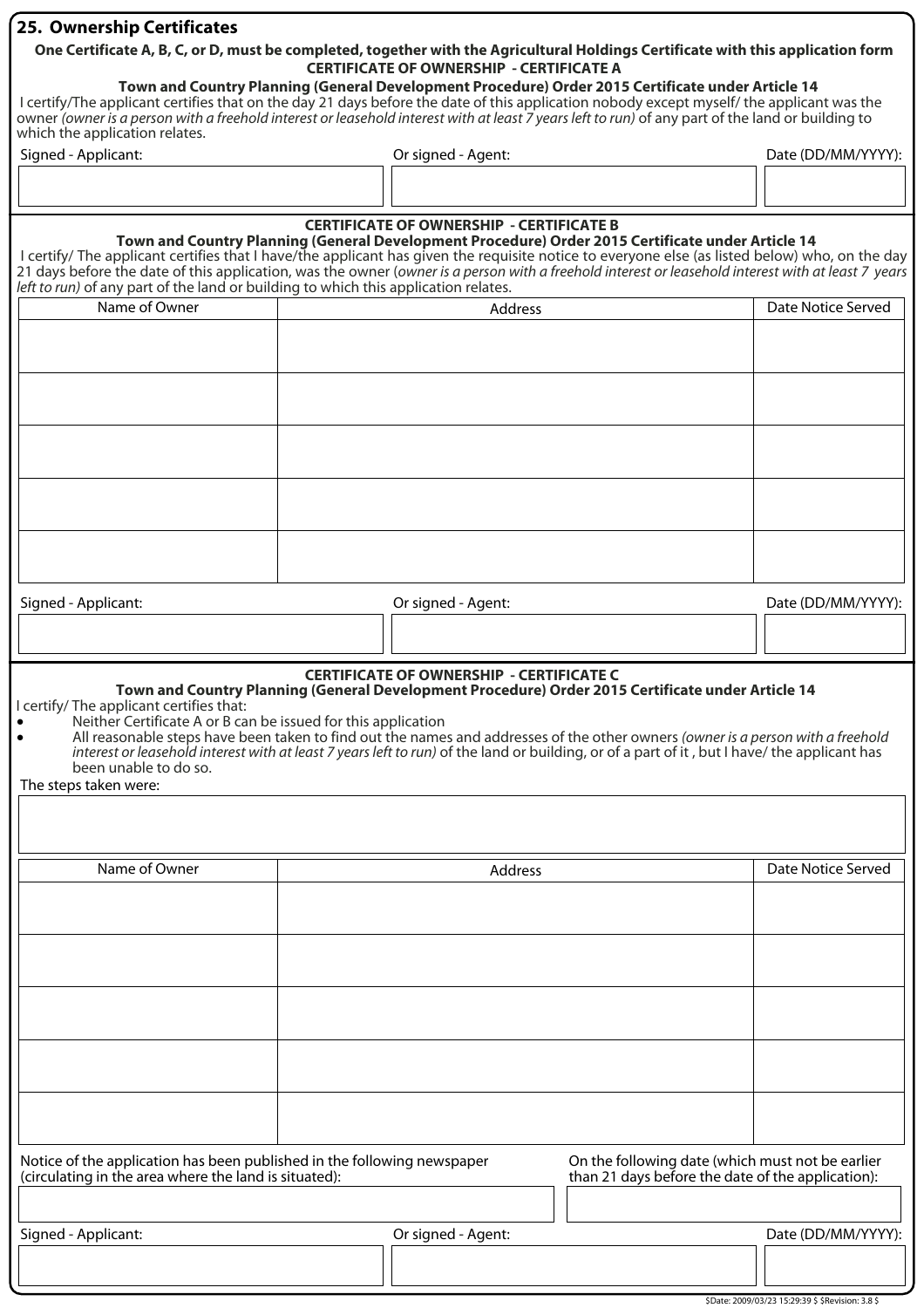## 25. Ownership Certificates

**One Certificate A, B, C, or D, must be completed, together with the Agricultural Holdings Certificate with this application form**

### CERTIFICATE OF OWNERSHIP - CERTIFICATE A

**Town and Country Planning (General Development Procedure) Order 2015 Certificate under Article 14**

I certify/The applicant certifies that on the day 21 days before the date of this application nobody except myself/ the applicant was the owner *(owner is a person with a freehold interest or leasehold interest with at least 7 years left to run)* of any part of the land or building to which the application relates.

| Signed - Applicant: | Or signed - Agent: | Date (DD/MM/YYYY): |
|---|---|---|
| | | |

### CERTIFICATE OF OWNERSHIP - CERTIFICATE B

**Town and Country Planning (General Development Procedure) Order 2015 Certificate under Article 14**

I certify/ The applicant certifies that I have/the applicant has given the requisite notice to everyone else (as listed below) who, on the day 21 days before the date of this application, was the owner (*owner is a person with a freehold interest or leasehold interest with at least 7 years left to run)* of any part of the land or building to which this application relates.

| Name of Owner | Address | Date Notice Served |
|---|---|---|
| | | |
| | | |
| | | |
| | | |
| | | |

| Signed - Applicant: | Or signed - Agent: | Date (DD/MM/YYYY): |
|---|---|---|
| | | |

### CERTIFICATE OF OWNERSHIP - CERTIFICATE C

**Town and Country Planning (General Development Procedure) Order 2015 Certificate under Article 14**

I certify/ The applicant certifies that:

- Neither Certificate A or B can be issued for this application
- All reasonable steps have been taken to find out the names and addresses of the other owners *(owner is a person with a freehold interest or leasehold interest with at least 7 years left to run)* of the land or building, or of a part of it , but I have/ the applicant has been unable to do so.

The steps taken were:

| Name of Owner | Address | Date Notice Served |
|---|---|---|
| | | |
| | | |
| | | |
| | | |
| | | |

| Notice of the application has been published in the following newspaper (circulating in the area where the land is situated): | On the following date (which must not be earlier than 21 days before the date of the application): |
|---|---|
| | |

| Signed - Applicant: | Or signed - Agent: | Date (DD/MM/YYYY): |
|---|---|---|
| | | |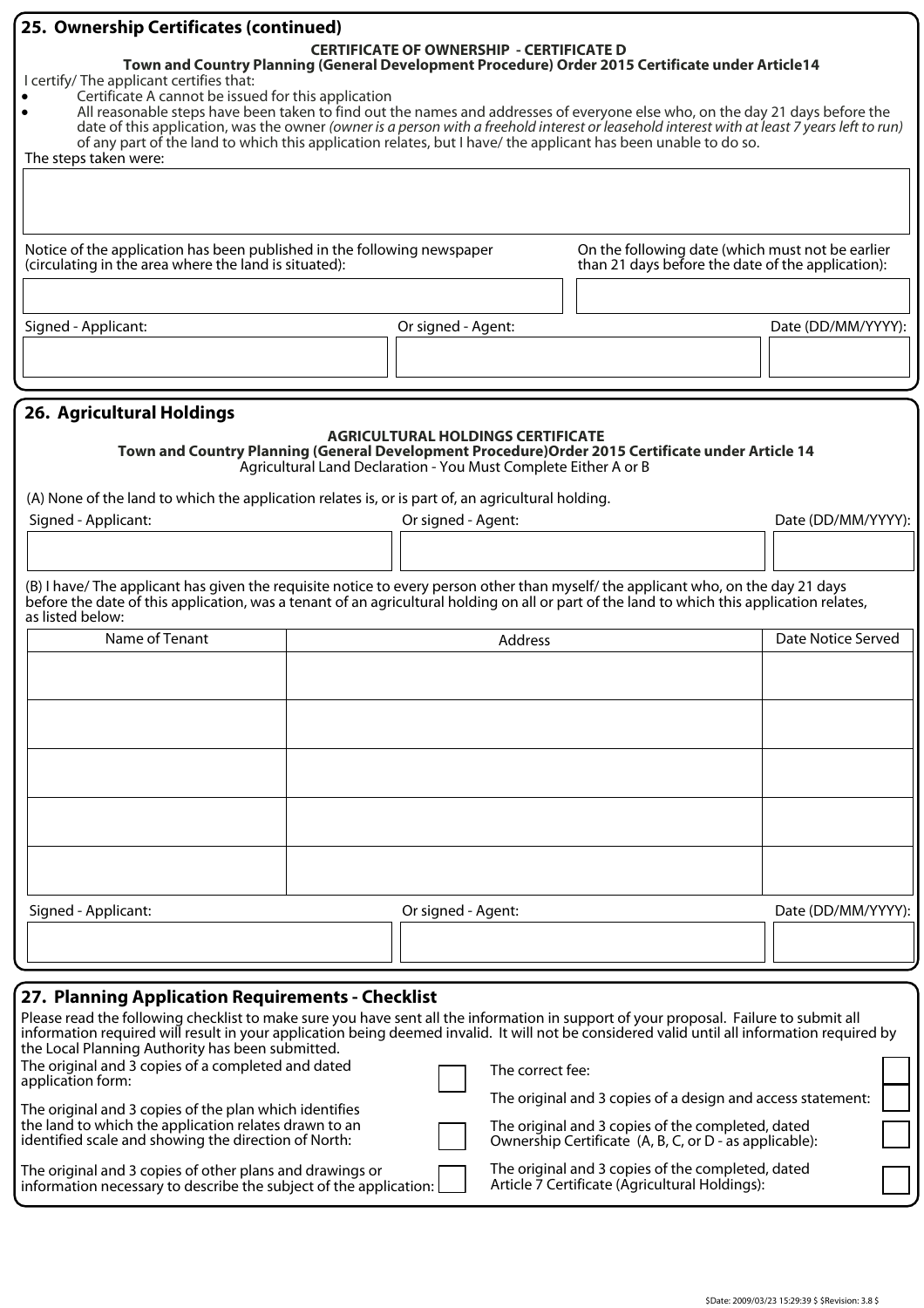## 25. Ownership Certificates (continued)

**CERTIFICATE OF OWNERSHIP - CERTIFICATE D**

**Town and Country Planning (General Development Procedure) Order 2015 Certificate under Article14**

I certify/ The applicant certifies that:

- Certificate A cannot be issued for this application
- All reasonable steps have been taken to find out the names and addresses of everyone else who, on the day 21 days before the date of this application, was the owner *(owner is a person with a freehold interest or leasehold interest with at least 7 years left to run)* of any part of the land to which this application relates, but I have/ the applicant has been unable to do so.

The steps taken were:

| |
|---|
| |

| Notice of the application has been published in the following newspaper (circulating in the area where the land is situated): | On the following date (which must not be earlier than 21 days before the date of the application): |
|---|---|
| | |

| Signed - Applicant: | Or signed - Agent: | Date (DD/MM/YYYY): |
|---|---|---|
| | | |

## 26. Agricultural Holdings

**AGRICULTURAL HOLDINGS CERTIFICATE**

**Town and Country Planning (General Development Procedure)Order 2015 Certificate under Article 14**

Agricultural Land Declaration - You Must Complete Either A or B

(A) None of the land to which the application relates is, or is part of, an agricultural holding.

| Signed - Applicant: | Or signed - Agent: | Date (DD/MM/YYYY): |
|---|---|---|
| | | |

(B) I have/ The applicant has given the requisite notice to every person other than myself/ the applicant who, on the day 21 days before the date of this application, was a tenant of an agricultural holding on all or part of the land to which this application relates, as listed below:

| Name of Tenant | Address | Date Notice Served |
|---|---|---|
| | | |
| | | |
| | | |
| | | |
| | | |

| Signed - Applicant: | Or signed - Agent: | Date (DD/MM/YYYY): |
|---|---|---|
| | | |

## 27. Planning Application Requirements - Checklist

Please read the following checklist to make sure you have sent all the information in support of your proposal. Failure to submit all information required will result in your application being deemed invalid. It will not be considered valid until all information required by the Local Planning Authority has been submitted.

| | | | |
|---|---|---|---|
| The original and 3 copies of a completed and dated application form: | ☐ | The correct fee: | ☐ |
| The original and 3 copies of the plan which identifies the land to which the application relates drawn to an identified scale and showing the direction of North: | ☐ | The original and 3 copies of a design and access statement: | ☐ |
| | | The original and 3 copies of the completed, dated Ownership Certificate (A, B, C, or D - as applicable): | ☐ |
| The original and 3 copies of other plans and drawings or information necessary to describe the subject of the application: | ☐ | The original and 3 copies of the completed, dated Article 7 Certificate (Agricultural Holdings): | ☐ |

$Date: 2009/03/23 15:29:39 $ $Revision: 3.8 $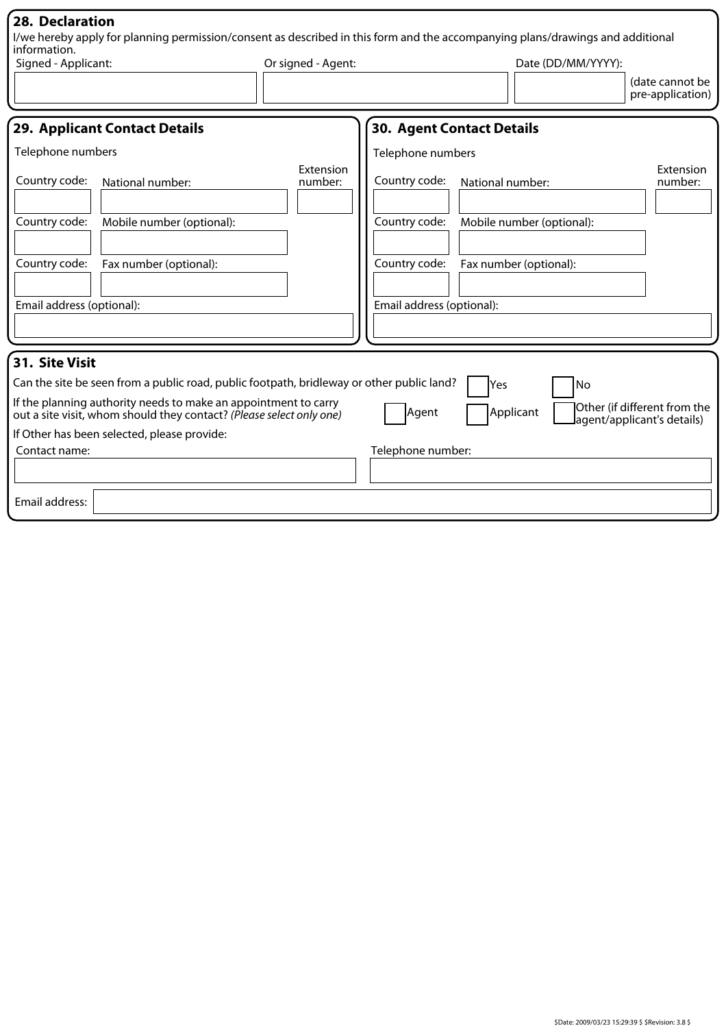## 28. Declaration

I/we hereby apply for planning permission/consent as described in this form and the accompanying plans/drawings and additional information.

| Signed - Applicant: | Or signed - Agent: | Date (DD/MM/YYYY): |
| --- | --- | --- |
| | | (date cannot be pre-application) |

## 29. Applicant Contact Details

Telephone numbers

| Country code: | National number: | Extension number: |
| --- | --- | --- |
| | | |

| Country code: | Mobile number (optional): |
| --- | --- |
| | |

| Country code: | Fax number (optional): |
| --- | --- |
| | |

Email address (optional):

## 30. Agent Contact Details

Telephone numbers

| Country code: | National number: | Extension number: |
| --- | --- | --- |
| | | |

| Country code: | Mobile number (optional): |
| --- | --- |
| | |

| Country code: | Fax number (optional): |
| --- | --- |
| | |

Email address (optional):

## 31. Site Visit

Can the site be seen from a public road, public footpath, bridleway or other public land? ☐ Yes ☐ No

If the planning authority needs to make an appointment to carry out a site visit, whom should they contact? *(Please select only one)* ☐ Agent ☐ Applicant ☐ Other (if different from the agent/applicant's details)

If Other has been selected, please provide:

| Contact name: | Telephone number: |
| --- | --- |
| | |

Email address:

$Date: 2009/03/23 15:29:39 $ $Revision: 3.8 $